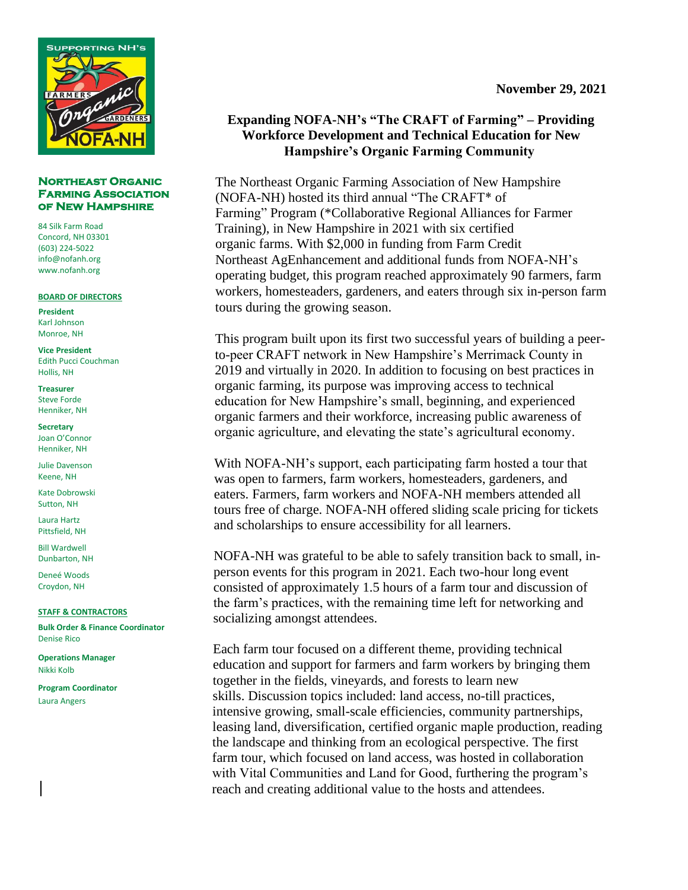**Northeast Organic Farming Association of New Hampshire**

84 Silk Farm Road
Concord, NH 03301
(603) 224-5022
info@nofanh.org
www.nofanh.org

**BOARD OF DIRECTORS**

**President**
Karl Johnson
Monroe, NH

**Vice President**
Edith Pucci Couchman
Hollis, NH

**Treasurer**
Steve Forde
Henniker, NH

**Secretary**
Joan O'Connor
Henniker, NH

Julie Davenson
Keene, NH

Kate Dobrowski
Sutton, NH

Laura Hartz
Pittsfield, NH

Bill Wardwell
Dunbarton, NH

Deneé Woods
Croydon, NH

**STAFF & CONTRACTORS**

**Bulk Order & Finance Coordinator**
Denise Rico

**Operations Manager**
Nikki Kolb

**Program Coordinator**
Laura Angers

**November 29, 2021**

# Expanding NOFA-NH's "The CRAFT of Farming" – Providing Workforce Development and Technical Education for New Hampshire's Organic Farming Community

The Northeast Organic Farming Association of New Hampshire (NOFA-NH) hosted its third annual "The CRAFT* of Farming" Program (*Collaborative Regional Alliances for Farmer Training), in New Hampshire in 2021 with six certified organic farms. With $2,000 in funding from Farm Credit Northeast AgEnhancement and additional funds from NOFA-NH's operating budget, this program reached approximately 90 farmers, farm workers, homesteaders, gardeners, and eaters through six in-person farm tours during the growing season.

This program built upon its first two successful years of building a peer-to-peer CRAFT network in New Hampshire's Merrimack County in 2019 and virtually in 2020. In addition to focusing on best practices in organic farming, its purpose was improving access to technical education for New Hampshire's small, beginning, and experienced organic farmers and their workforce, increasing public awareness of organic agriculture, and elevating the state's agricultural economy.

With NOFA-NH's support, each participating farm hosted a tour that was open to farmers, farm workers, homesteaders, gardeners, and eaters. Farmers, farm workers and NOFA-NH members attended all tours free of charge. NOFA-NH offered sliding scale pricing for tickets and scholarships to ensure accessibility for all learners.

NOFA-NH was grateful to be able to safely transition back to small, in-person events for this program in 2021. Each two-hour long event consisted of approximately 1.5 hours of a farm tour and discussion of the farm's practices, with the remaining time left for networking and socializing amongst attendees.

Each farm tour focused on a different theme, providing technical education and support for farmers and farm workers by bringing them together in the fields, vineyards, and forests to learn new skills. Discussion topics included: land access, no-till practices, intensive growing, small-scale efficiencies, community partnerships, leasing land, diversification, certified organic maple production, reading the landscape and thinking from an ecological perspective. The first farm tour, which focused on land access, was hosted in collaboration with Vital Communities and Land for Good, furthering the program's reach and creating additional value to the hosts and attendees.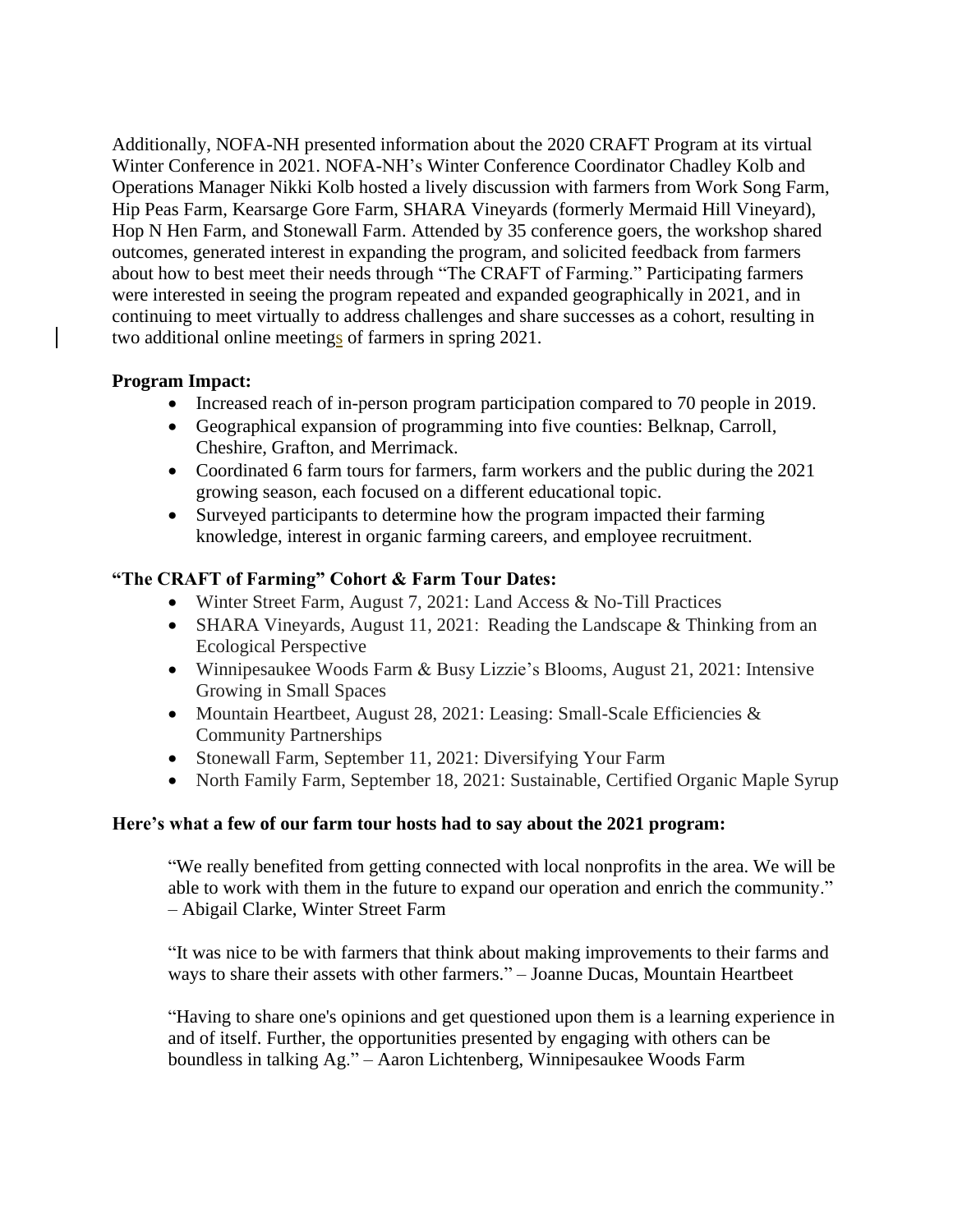Additionally, NOFA-NH presented information about the 2020 CRAFT Program at its virtual Winter Conference in 2021. NOFA-NH's Winter Conference Coordinator Chadley Kolb and Operations Manager Nikki Kolb hosted a lively discussion with farmers from Work Song Farm, Hip Peas Farm, Kearsarge Gore Farm, SHARA Vineyards (formerly Mermaid Hill Vineyard), Hop N Hen Farm, and Stonewall Farm. Attended by 35 conference goers, the workshop shared outcomes, generated interest in expanding the program, and solicited feedback from farmers about how to best meet their needs through "The CRAFT of Farming." Participating farmers were interested in seeing the program repeated and expanded geographically in 2021, and in continuing to meet virtually to address challenges and share successes as a cohort, resulting in two additional online meetings of farmers in spring 2021.

**Program Impact:**

- Increased reach of in-person program participation compared to 70 people in 2019.
- Geographical expansion of programming into five counties: Belknap, Carroll, Cheshire, Grafton, and Merrimack.
- Coordinated 6 farm tours for farmers, farm workers and the public during the 2021 growing season, each focused on a different educational topic.
- Surveyed participants to determine how the program impacted their farming knowledge, interest in organic farming careers, and employee recruitment.

**"The CRAFT of Farming" Cohort & Farm Tour Dates:**

- Winter Street Farm, August 7, 2021: Land Access & No-Till Practices
- SHARA Vineyards, August 11, 2021: Reading the Landscape & Thinking from an Ecological Perspective
- Winnipesaukee Woods Farm & Busy Lizzie's Blooms, August 21, 2021: Intensive Growing in Small Spaces
- Mountain Heartbeet, August 28, 2021: Leasing: Small-Scale Efficiencies & Community Partnerships
- Stonewall Farm, September 11, 2021: Diversifying Your Farm
- North Family Farm, September 18, 2021: Sustainable, Certified Organic Maple Syrup

**Here's what a few of our farm tour hosts had to say about the 2021 program:**

> "We really benefited from getting connected with local nonprofits in the area. We will be able to work with them in the future to expand our operation and enrich the community." – Abigail Clarke, Winter Street Farm
>
> "It was nice to be with farmers that think about making improvements to their farms and ways to share their assets with other farmers." – Joanne Ducas, Mountain Heartbeet
>
> "Having to share one's opinions and get questioned upon them is a learning experience in and of itself. Further, the opportunities presented by engaging with others can be boundless in talking Ag." – Aaron Lichtenberg, Winnipesaukee Woods Farm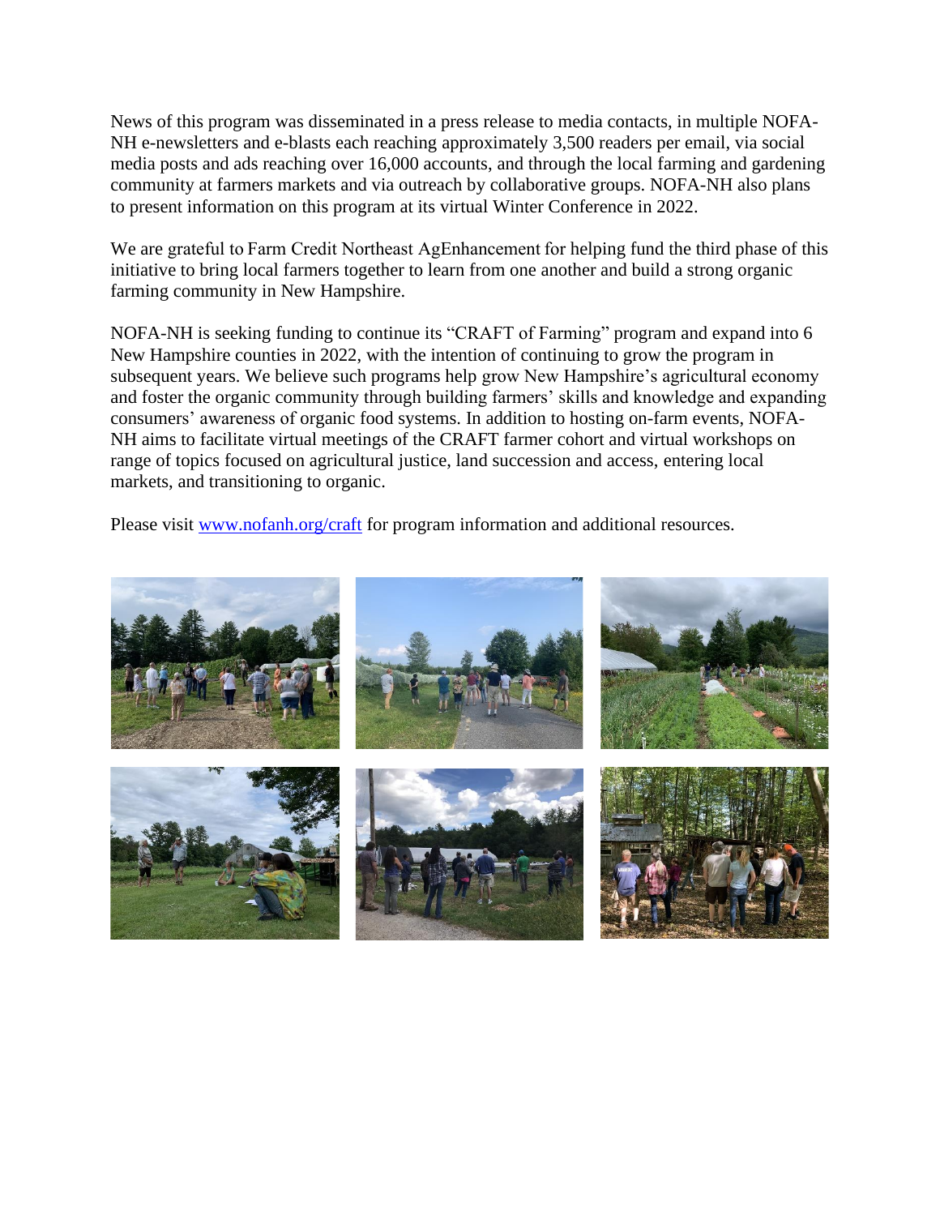News of this program was disseminated in a press release to media contacts, in multiple NOFA-NH e-newsletters and e-blasts each reaching approximately 3,500 readers per email, via social media posts and ads reaching over 16,000 accounts, and through the local farming and gardening community at farmers markets and via outreach by collaborative groups. NOFA-NH also plans to present information on this program at its virtual Winter Conference in 2022.

We are grateful to Farm Credit Northeast AgEnhancement for helping fund the third phase of this initiative to bring local farmers together to learn from one another and build a strong organic farming community in New Hampshire.

NOFA-NH is seeking funding to continue its "CRAFT of Farming" program and expand into 6 New Hampshire counties in 2022, with the intention of continuing to grow the program in subsequent years. We believe such programs help grow New Hampshire's agricultural economy and foster the organic community through building farmers' skills and knowledge and expanding consumers' awareness of organic food systems. In addition to hosting on-farm events, NOFA-NH aims to facilitate virtual meetings of the CRAFT farmer cohort and virtual workshops on range of topics focused on agricultural justice, land succession and access, entering local markets, and transitioning to organic.

Please visit [www.nofanh.org/craft](www.nofanh.org/craft) for program information and additional resources.